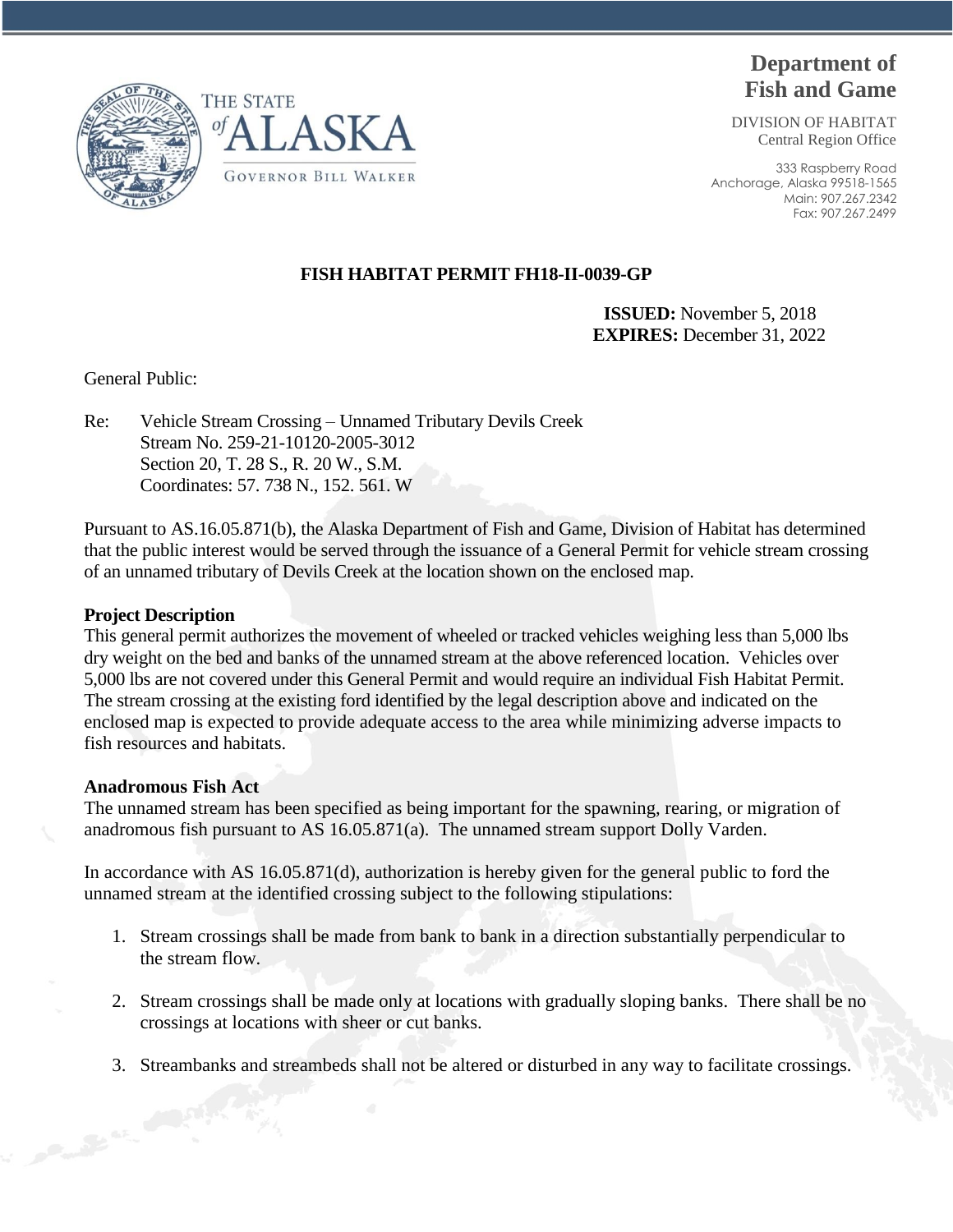THE STATE of ALASKA

GOVERNOR BILL WALKER

**Department of Fish and Game**

DIVISION OF HABITAT
Central Region Office

333 Raspberry Road
Anchorage, Alaska 99518-1565
Main: 907.267.2342
Fax: 907.267.2499

**FISH HABITAT PERMIT FH18-II-0039-GP**

**ISSUED:** November 5, 2018
**EXPIRES:** December 31, 2022

General Public:

Re: Vehicle Stream Crossing – Unnamed Tributary Devils Creek
Stream No. 259-21-10120-2005-3012
Section 20, T. 28 S., R. 20 W., S.M.
Coordinates: 57. 738 N., 152. 561. W

Pursuant to AS.16.05.871(b), the Alaska Department of Fish and Game, Division of Habitat has determined that the public interest would be served through the issuance of a General Permit for vehicle stream crossing of an unnamed tributary of Devils Creek at the location shown on the enclosed map.

**Project Description**

This general permit authorizes the movement of wheeled or tracked vehicles weighing less than 5,000 lbs dry weight on the bed and banks of the unnamed stream at the above referenced location. Vehicles over 5,000 lbs are not covered under this General Permit and would require an individual Fish Habitat Permit. The stream crossing at the existing ford identified by the legal description above and indicated on the enclosed map is expected to provide adequate access to the area while minimizing adverse impacts to fish resources and habitats.

**Anadromous Fish Act**

The unnamed stream has been specified as being important for the spawning, rearing, or migration of anadromous fish pursuant to AS 16.05.871(a). The unnamed stream support Dolly Varden.

In accordance with AS 16.05.871(d), authorization is hereby given for the general public to ford the unnamed stream at the identified crossing subject to the following stipulations:

1. Stream crossings shall be made from bank to bank in a direction substantially perpendicular to the stream flow.
2. Stream crossings shall be made only at locations with gradually sloping banks. There shall be no crossings at locations with sheer or cut banks.
3. Streambanks and streambeds shall not be altered or disturbed in any way to facilitate crossings.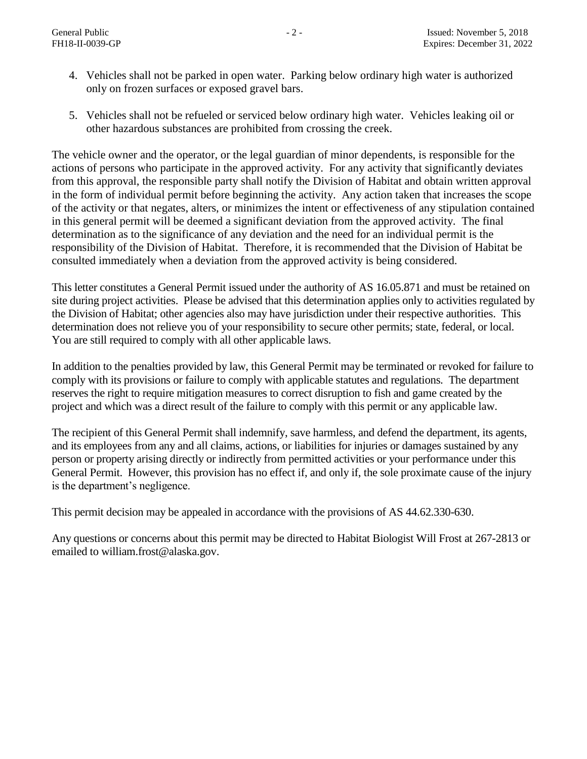4. Vehicles shall not be parked in open water. Parking below ordinary high water is authorized only on frozen surfaces or exposed gravel bars.

5. Vehicles shall not be refueled or serviced below ordinary high water. Vehicles leaking oil or other hazardous substances are prohibited from crossing the creek.

The vehicle owner and the operator, or the legal guardian of minor dependents, is responsible for the actions of persons who participate in the approved activity. For any activity that significantly deviates from this approval, the responsible party shall notify the Division of Habitat and obtain written approval in the form of individual permit before beginning the activity. Any action taken that increases the scope of the activity or that negates, alters, or minimizes the intent or effectiveness of any stipulation contained in this general permit will be deemed a significant deviation from the approved activity. The final determination as to the significance of any deviation and the need for an individual permit is the responsibility of the Division of Habitat. Therefore, it is recommended that the Division of Habitat be consulted immediately when a deviation from the approved activity is being considered.

This letter constitutes a General Permit issued under the authority of AS 16.05.871 and must be retained on site during project activities. Please be advised that this determination applies only to activities regulated by the Division of Habitat; other agencies also may have jurisdiction under their respective authorities. This determination does not relieve you of your responsibility to secure other permits; state, federal, or local. You are still required to comply with all other applicable laws.

In addition to the penalties provided by law, this General Permit may be terminated or revoked for failure to comply with its provisions or failure to comply with applicable statutes and regulations. The department reserves the right to require mitigation measures to correct disruption to fish and game created by the project and which was a direct result of the failure to comply with this permit or any applicable law.

The recipient of this General Permit shall indemnify, save harmless, and defend the department, its agents, and its employees from any and all claims, actions, or liabilities for injuries or damages sustained by any person or property arising directly or indirectly from permitted activities or your performance under this General Permit. However, this provision has no effect if, and only if, the sole proximate cause of the injury is the department's negligence.

This permit decision may be appealed in accordance with the provisions of AS 44.62.330-630.

Any questions or concerns about this permit may be directed to Habitat Biologist Will Frost at 267-2813 or emailed to william.frost@alaska.gov.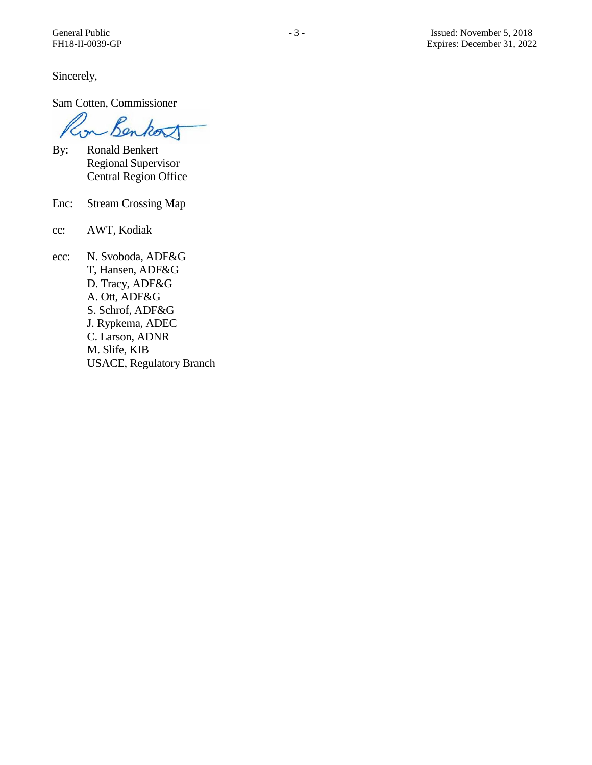Sincerely,

Sam Cotten, Commissioner

By: Ronald Benkert
Regional Supervisor
Central Region Office

Enc: Stream Crossing Map

cc: AWT, Kodiak

ecc: N. Svoboda, ADF&G
T, Hansen, ADF&G
D. Tracy, ADF&G
A. Ott, ADF&G
S. Schrof, ADF&G
J. Rypkema, ADEC
C. Larson, ADNR
M. Slife, KIB
USACE, Regulatory Branch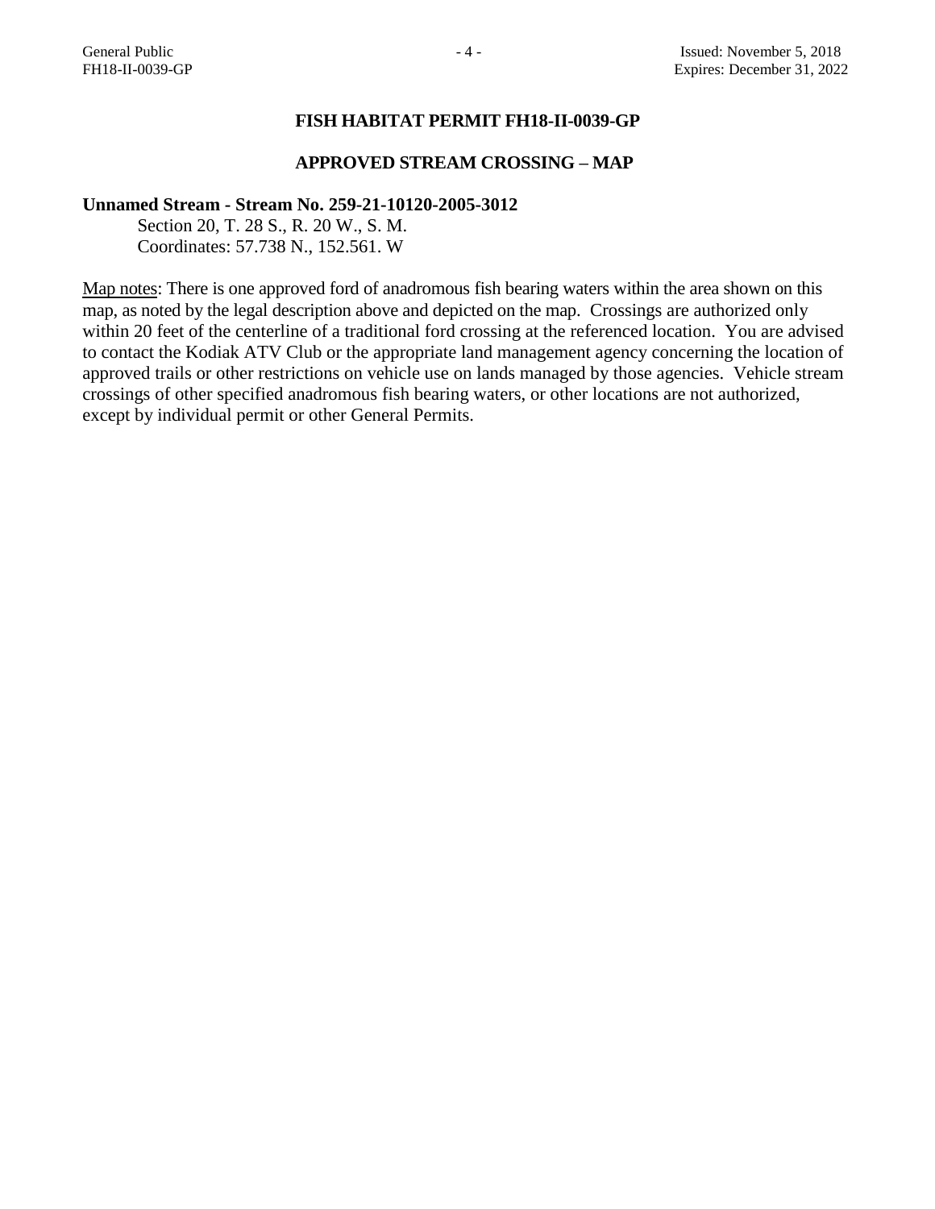# FISH HABITAT PERMIT FH18-II-0039-GP

## APPROVED STREAM CROSSING – MAP

**Unnamed Stream - Stream No. 259-21-10120-2005-3012**

Section 20, T. 28 S., R. 20 W., S. M.
Coordinates: 57.738 N., 152.561. W

<u>Map notes</u>: There is one approved ford of anadromous fish bearing waters within the area shown on this map, as noted by the legal description above and depicted on the map. Crossings are authorized only within 20 feet of the centerline of a traditional ford crossing at the referenced location. You are advised to contact the Kodiak ATV Club or the appropriate land management agency concerning the location of approved trails or other restrictions on vehicle use on lands managed by those agencies. Vehicle stream crossings of other specified anadromous fish bearing waters, or other locations are not authorized, except by individual permit or other General Permits.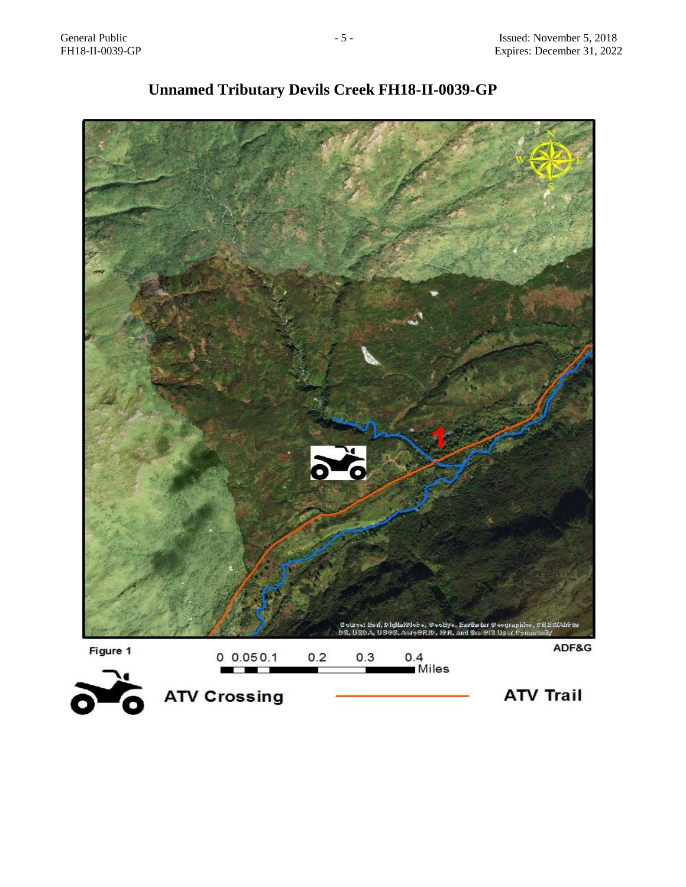# Unnamed Tributary Devils Creek FH18-II-0039-GP

Source: Esri, DigitalGlobe, GeoEye, Earthstar Geographics, CNES/Airbus DS, USDA, USGS, AeroGRID, IGN, and the GIS User Community

Figure 1

ADF&G

0 0.05 0.1 0.2 0.3 0.4 Miles

ATV Crossing

ATV Trail